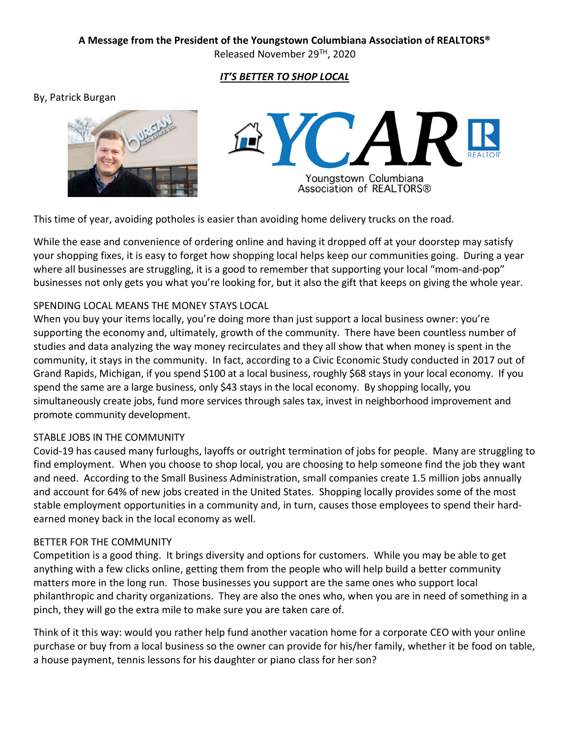**A Message from the President of the Youngstown Columbiana Association of REALTORS®**

Released November 29TH, 2020

***IT'S BETTER TO SHOP LOCAL***

By, Patrick Burgan

This time of year, avoiding potholes is easier than avoiding home delivery trucks on the road.

While the ease and convenience of ordering online and having it dropped off at your doorstep may satisfy your shopping fixes, it is easy to forget how shopping local helps keep our communities going. During a year where all businesses are struggling, it is a good to remember that supporting your local "mom-and-pop" businesses not only gets you what you're looking for, but it also the gift that keeps on giving the whole year.

SPENDING LOCAL MEANS THE MONEY STAYS LOCAL

When you buy your items locally, you're doing more than just support a local business owner: you're supporting the economy and, ultimately, growth of the community. There have been countless number of studies and data analyzing the way money recirculates and they all show that when money is spent in the community, it stays in the community. In fact, according to a Civic Economic Study conducted in 2017 out of Grand Rapids, Michigan, if you spend $100 at a local business, roughly $68 stays in your local economy. If you spend the same are a large business, only $43 stays in the local economy. By shopping locally, you simultaneously create jobs, fund more services through sales tax, invest in neighborhood improvement and promote community development.

STABLE JOBS IN THE COMMUNITY

Covid-19 has caused many furloughs, layoffs or outright termination of jobs for people. Many are struggling to find employment. When you choose to shop local, you are choosing to help someone find the job they want and need. According to the Small Business Administration, small companies create 1.5 million jobs annually and account for 64% of new jobs created in the United States. Shopping locally provides some of the most stable employment opportunities in a community and, in turn, causes those employees to spend their hard-earned money back in the local economy as well.

BETTER FOR THE COMMUNITY

Competition is a good thing. It brings diversity and options for customers. While you may be able to get anything with a few clicks online, getting them from the people who will help build a better community matters more in the long run. Those businesses you support are the same ones who support local philanthropic and charity organizations. They are also the ones who, when you are in need of something in a pinch, they will go the extra mile to make sure you are taken care of.

Think of it this way: would you rather help fund another vacation home for a corporate CEO with your online purchase or buy from a local business so the owner can provide for his/her family, whether it be food on table, a house payment, tennis lessons for his daughter or piano class for her son?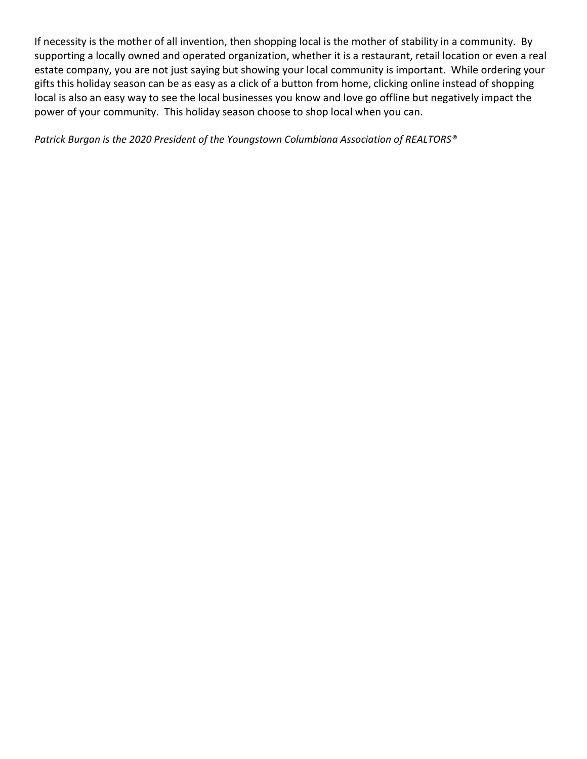If necessity is the mother of all invention, then shopping local is the mother of stability in a community. By supporting a locally owned and operated organization, whether it is a restaurant, retail location or even a real estate company, you are not just saying but showing your local community is important. While ordering your gifts this holiday season can be as easy as a click of a button from home, clicking online instead of shopping local is also an easy way to see the local businesses you know and love go offline but negatively impact the power of your community. This holiday season choose to shop local when you can.

*Patrick Burgan is the 2020 President of the Youngstown Columbiana Association of REALTORS®*